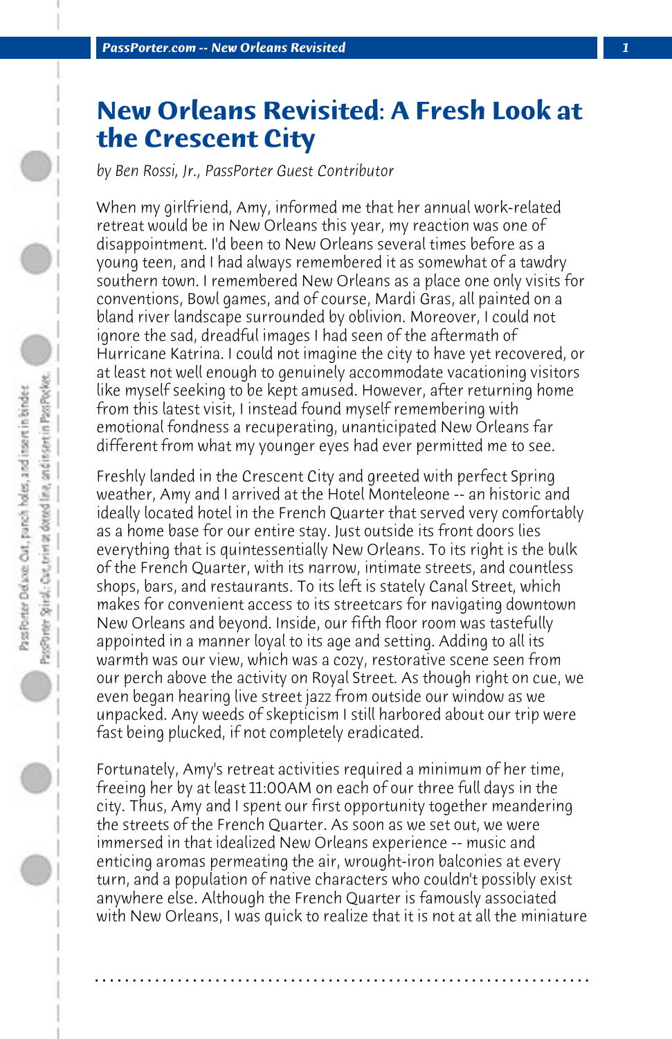# New Orleans Revisited: A Fresh Look at the Crescent City

*by Ben Rossi, Jr., PassPorter Guest Contributor*

When my girlfriend, Amy, informed me that her annual work-related retreat would be in New Orleans this year, my reaction was one of disappointment. I'd been to New Orleans several times before as a young teen, and I had always remembered it as somewhat of a tawdry southern town. I remembered New Orleans as a place one only visits for conventions, Bowl games, and of course, Mardi Gras, all painted on a bland river landscape surrounded by oblivion. Moreover, I could not ignore the sad, dreadful images I had seen of the aftermath of Hurricane Katrina. I could not imagine the city to have yet recovered, or at least not well enough to genuinely accommodate vacationing visitors like myself seeking to be kept amused. However, after returning home from this latest visit, I instead found myself remembering with emotional fondness a recuperating, unanticipated New Orleans far different from what my younger eyes had ever permitted me to see.

Freshly landed in the Crescent City and greeted with perfect Spring weather, Amy and I arrived at the Hotel Monteleone -- an historic and ideally located hotel in the French Quarter that served very comfortably as a home base for our entire stay. Just outside its front doors lies everything that is quintessentially New Orleans. To its right is the bulk of the French Quarter, with its narrow, intimate streets, and countless shops, bars, and restaurants. To its left is stately Canal Street, which makes for convenient access to its streetcars for navigating downtown New Orleans and beyond. Inside, our fifth floor room was tastefully appointed in a manner loyal to its age and setting. Adding to all its warmth was our view, which was a cozy, restorative scene seen from our perch above the activity on Royal Street. As though right on cue, we even began hearing live street jazz from outside our window as we unpacked. Any weeds of skepticism I still harbored about our trip were fast being plucked, if not completely eradicated.

Fortunately, Amy's retreat activities required a minimum of her time, freeing her by at least 11:00AM on each of our three full days in the city. Thus, Amy and I spent our first opportunity together meandering the streets of the French Quarter. As soon as we set out, we were immersed in that idealized New Orleans experience -- music and enticing aromas permeating the air, wrought-iron balconies at every turn, and a population of native characters who couldn't possibly exist anywhere else. Although the French Quarter is famously associated with New Orleans, I was quick to realize that it is not at all the miniature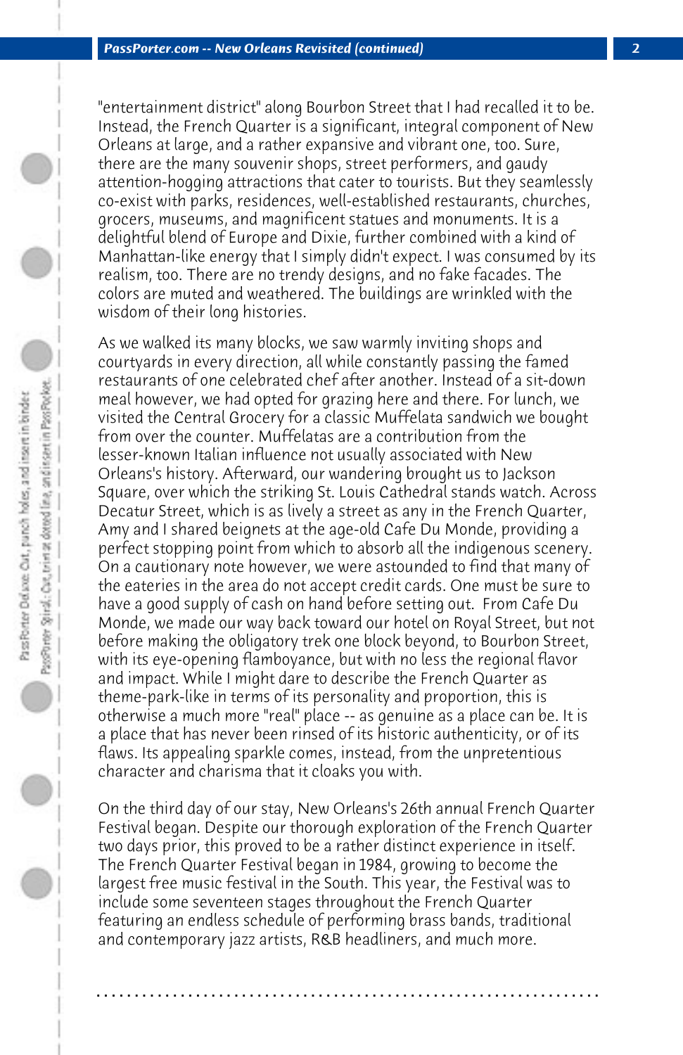"entertainment district" along Bourbon Street that I had recalled it to be. Instead, the French Quarter is a significant, integral component of New Orleans at large, and a rather expansive and vibrant one, too. Sure, there are the many souvenir shops, street performers, and gaudy attention-hogging attractions that cater to tourists. But they seamlessly co-exist with parks, residences, well-established restaurants, churches, grocers, museums, and magnificent statues and monuments. It is a delightful blend of Europe and Dixie, further combined with a kind of Manhattan-like energy that I simply didn't expect. I was consumed by its realism, too. There are no trendy designs, and no fake facades. The colors are muted and weathered. The buildings are wrinkled with the wisdom of their long histories.

As we walked its many blocks, we saw warmly inviting shops and courtyards in every direction, all while constantly passing the famed restaurants of one celebrated chef after another. Instead of a sit-down meal however, we had opted for grazing here and there. For lunch, we visited the Central Grocery for a classic Muffelata sandwich we bought from over the counter. Muffelatas are a contribution from the lesser-known Italian influence not usually associated with New Orleans's history. Afterward, our wandering brought us to Jackson Square, over which the striking St. Louis Cathedral stands watch. Across Decatur Street, which is as lively a street as any in the French Quarter, Amy and I shared beignets at the age-old Cafe Du Monde, providing a perfect stopping point from which to absorb all the indigenous scenery. On a cautionary note however, we were astounded to find that many of the eateries in the area do not accept credit cards. One must be sure to have a good supply of cash on hand before setting out. From Cafe Du Monde, we made our way back toward our hotel on Royal Street, but not before making the obligatory trek one block beyond, to Bourbon Street, with its eye-opening flamboyance, but with no less the regional flavor and impact. While I might dare to describe the French Quarter as theme-park-like in terms of its personality and proportion, this is otherwise a much more "real" place -- as genuine as a place can be. It is a place that has never been rinsed of its historic authenticity, or of its flaws. Its appealing sparkle comes, instead, from the unpretentious character and charisma that it cloaks you with.

On the third day of our stay, New Orleans's 26th annual French Quarter Festival began. Despite our thorough exploration of the French Quarter two days prior, this proved to be a rather distinct experience in itself. The French Quarter Festival began in 1984, growing to become the largest free music festival in the South. This year, the Festival was to include some seventeen stages throughout the French Quarter featuring an endless schedule of performing brass bands, traditional and contemporary jazz artists, R&B headliners, and much more.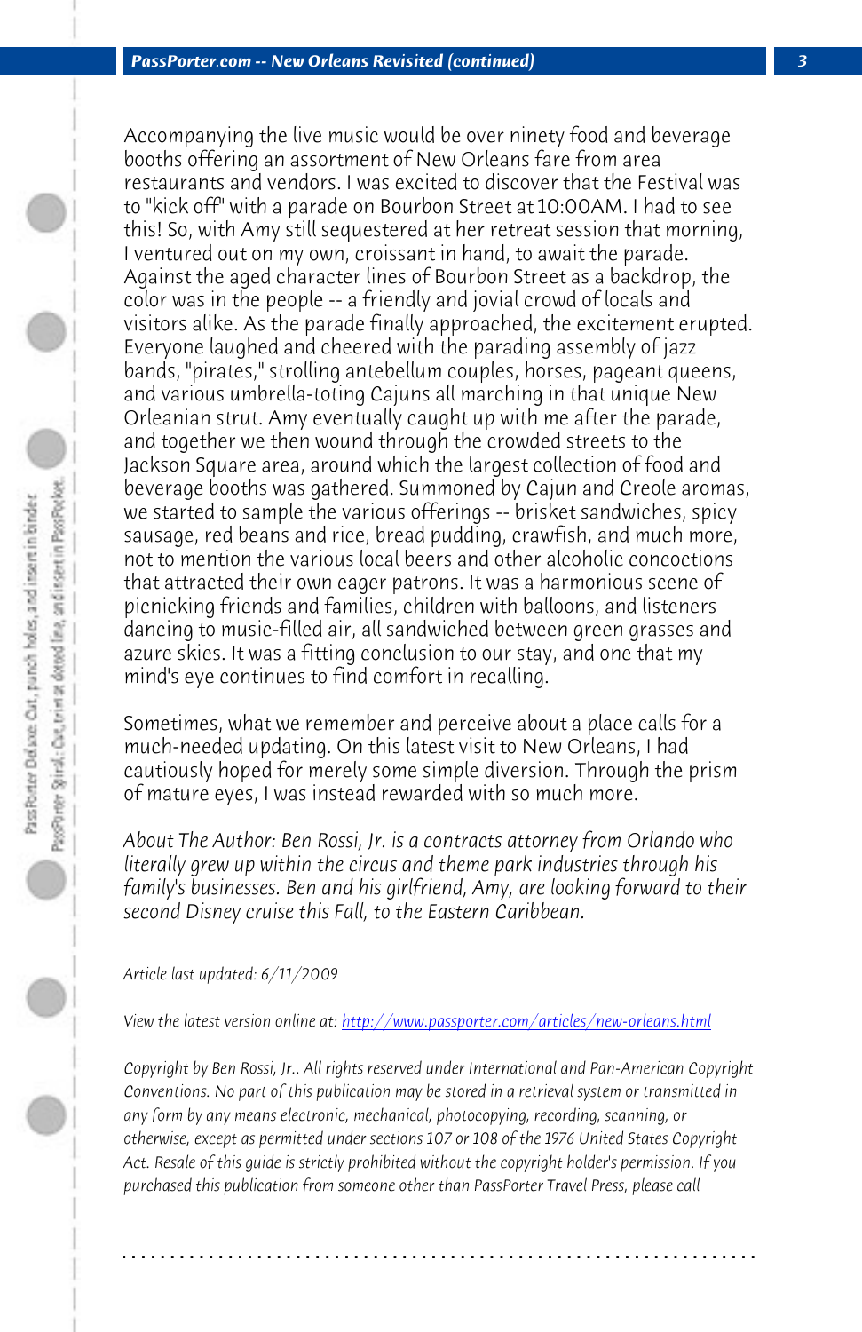Accompanying the live music would be over ninety food and beverage booths offering an assortment of New Orleans fare from area restaurants and vendors. I was excited to discover that the Festival was to "kick off" with a parade on Bourbon Street at 10:00AM. I had to see this! So, with Amy still sequestered at her retreat session that morning, I ventured out on my own, croissant in hand, to await the parade. Against the aged character lines of Bourbon Street as a backdrop, the color was in the people -- a friendly and jovial crowd of locals and visitors alike. As the parade finally approached, the excitement erupted. Everyone laughed and cheered with the parading assembly of jazz bands, "pirates," strolling antebellum couples, horses, pageant queens, and various umbrella-toting Cajuns all marching in that unique New Orleanian strut. Amy eventually caught up with me after the parade, and together we then wound through the crowded streets to the Jackson Square area, around which the largest collection of food and beverage booths was gathered. Summoned by Cajun and Creole aromas, we started to sample the various offerings -- brisket sandwiches, spicy sausage, red beans and rice, bread pudding, crawfish, and much more, not to mention the various local beers and other alcoholic concoctions that attracted their own eager patrons. It was a harmonious scene of picnicking friends and families, children with balloons, and listeners dancing to music-filled air, all sandwiched between green grasses and azure skies. It was a fitting conclusion to our stay, and one that my mind's eye continues to find comfort in recalling.

Sometimes, what we remember and perceive about a place calls for a much-needed updating. On this latest visit to New Orleans, I had cautiously hoped for merely some simple diversion. Through the prism of mature eyes, I was instead rewarded with so much more.

*About The Author: Ben Rossi, Jr. is a contracts attorney from Orlando who literally grew up within the circus and theme park industries through his family's businesses. Ben and his girlfriend, Amy, are looking forward to their second Disney cruise this Fall, to the Eastern Caribbean.*

*Article last updated: 6/11/2009*

*View the latest version online at: [http://www.passporter.com/articles/new-orleans.html](http://www.passporter.com/articles/new-orleans.html)*

*Copyright by Ben Rossi, Jr.. All rights reserved under International and Pan-American Copyright Conventions. No part of this publication may be stored in a retrieval system or transmitted in any form by any means electronic, mechanical, photocopying, recording, scanning, or otherwise, except as permitted under sections 107 or 108 of the 1976 United States Copyright Act. Resale of this guide is strictly prohibited without the copyright holder's permission. If you purchased this publication from someone other than PassPorter Travel Press, please call*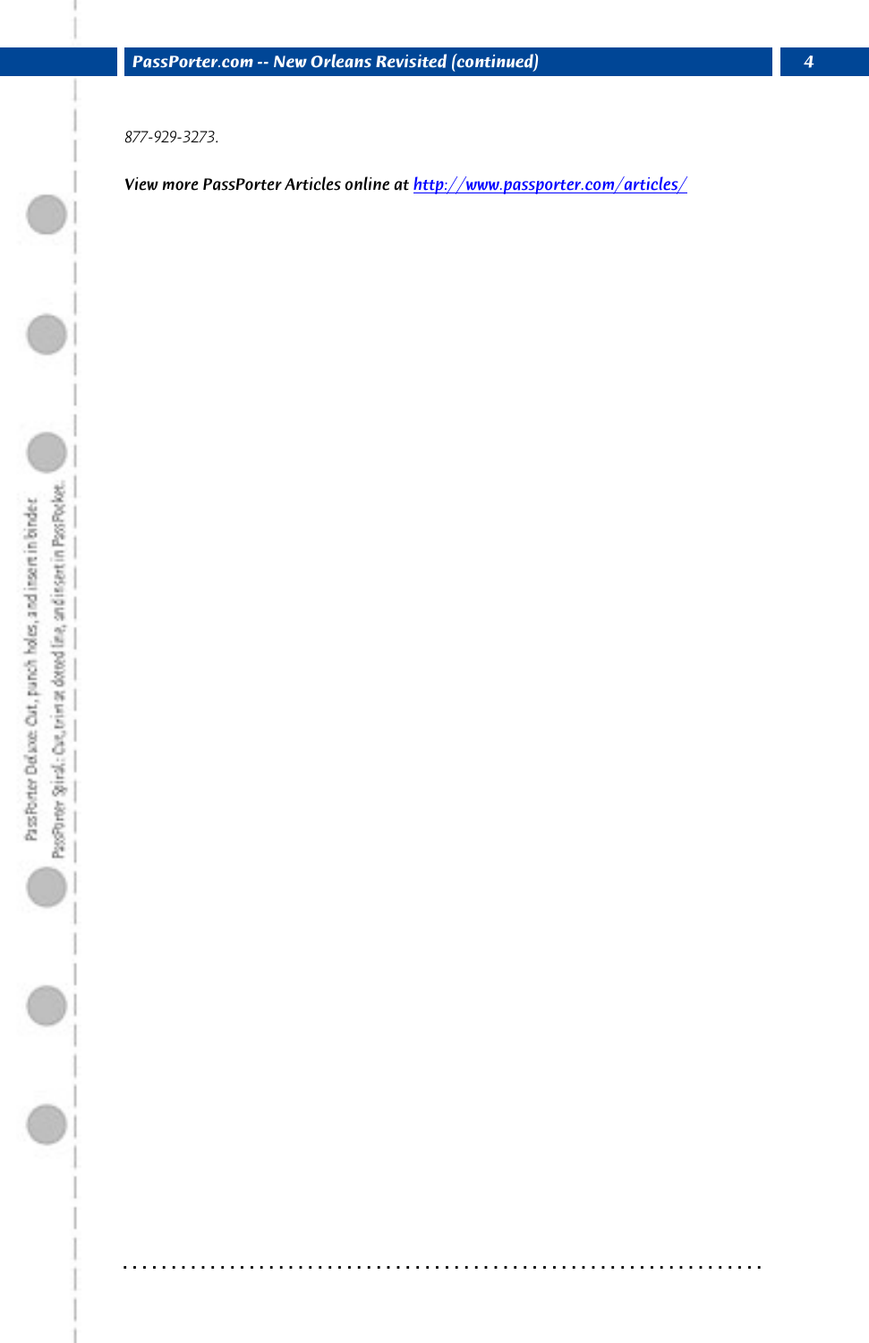*877-929-3273.*

***View more PassPorter Articles online at [http://www.passporter.com/articles/](http://www.passporter.com/articles/)***